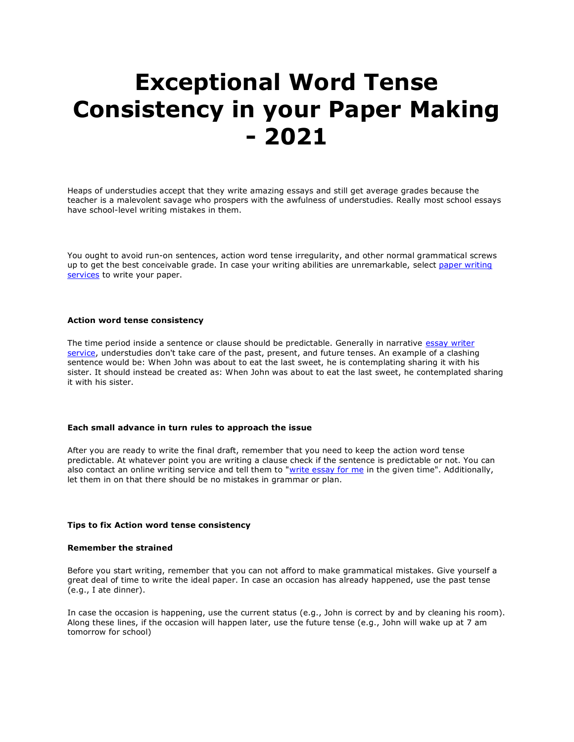# Exceptional Word Tense Consistency in your Paper Making - 2021

Heaps of understudies accept that they write amazing essays and still get average grades because the teacher is a malevolent savage who prospers with the awfulness of understudies. Really most school essays have school-level writing mistakes in them.

You ought to avoid run-on sentences, action word tense irregularity, and other normal grammatical screws up to get the best conceivable grade. In case your writing abilities are unremarkable, select [paper writing services]() to write your paper.

**Action word tense consistency**

The time period inside a sentence or clause should be predictable. Generally in narrative [essay writer service](), understudies don't take care of the past, present, and future tenses. An example of a clashing sentence would be: When John was about to eat the last sweet, he is contemplating sharing it with his sister. It should instead be created as: When John was about to eat the last sweet, he contemplated sharing it with his sister.

**Each small advance in turn rules to approach the issue**

After you are ready to write the final draft, remember that you need to keep the action word tense predictable. At whatever point you are writing a clause check if the sentence is predictable or not. You can also contact an online writing service and tell them to "[write essay for me]() in the given time". Additionally, let them in on that there should be no mistakes in grammar or plan.

**Tips to fix Action word tense consistency**

**Remember the strained**

Before you start writing, remember that you can not afford to make grammatical mistakes. Give yourself a great deal of time to write the ideal paper. In case an occasion has already happened, use the past tense (e.g., I ate dinner).

In case the occasion is happening, use the current status (e.g., John is correct by and by cleaning his room). Along these lines, if the occasion will happen later, use the future tense (e.g., John will wake up at 7 am tomorrow for school)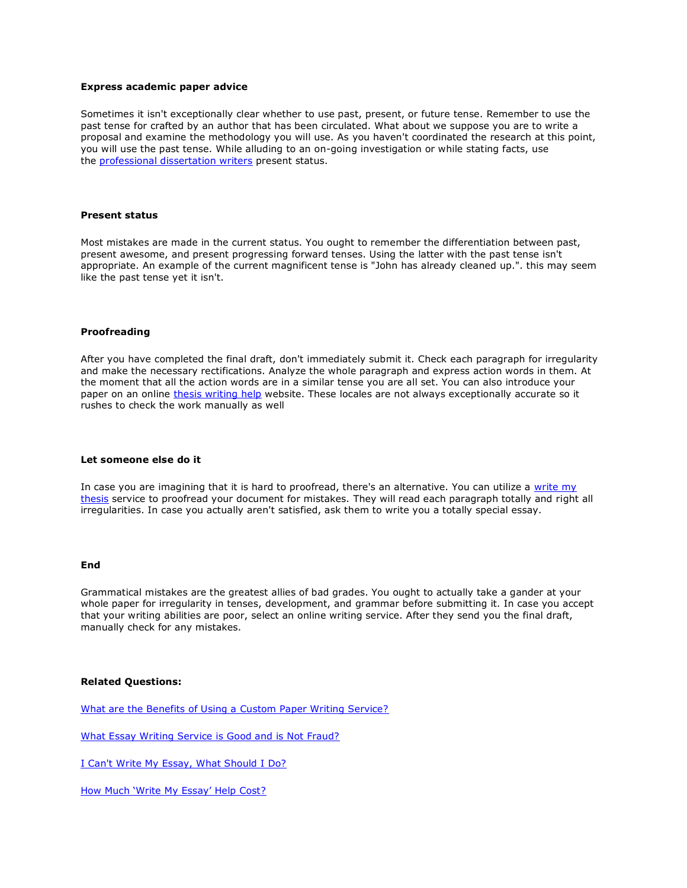**Express academic paper advice**

Sometimes it isn't exceptionally clear whether to use past, present, or future tense. Remember to use the past tense for crafted by an author that has been circulated. What about we suppose you are to write a proposal and examine the methodology you will use. As you haven't coordinated the research at this point, you will use the past tense. While alluding to an on-going investigation or while stating facts, use the professional dissertation writers present status.

**Present status**

Most mistakes are made in the current status. You ought to remember the differentiation between past, present awesome, and present progressing forward tenses. Using the latter with the past tense isn't appropriate. An example of the current magnificent tense is "John has already cleaned up.". this may seem like the past tense yet it isn't.

**Proofreading**

After you have completed the final draft, don't immediately submit it. Check each paragraph for irregularity and make the necessary rectifications. Analyze the whole paragraph and express action words in them. At the moment that all the action words are in a similar tense you are all set. You can also introduce your paper on an online thesis writing help website. These locales are not always exceptionally accurate so it rushes to check the work manually as well

**Let someone else do it**

In case you are imagining that it is hard to proofread, there's an alternative. You can utilize a write my thesis service to proofread your document for mistakes. They will read each paragraph totally and right all irregularities. In case you actually aren't satisfied, ask them to write you a totally special essay.

**End**

Grammatical mistakes are the greatest allies of bad grades. You ought to actually take a gander at your whole paper for irregularity in tenses, development, and grammar before submitting it. In case you accept that your writing abilities are poor, select an online writing service. After they send you the final draft, manually check for any mistakes.

**Related Questions:**

What are the Benefits of Using a Custom Paper Writing Service?

What Essay Writing Service is Good and is Not Fraud?

I Can't Write My Essay, What Should I Do?

How Much 'Write My Essay' Help Cost?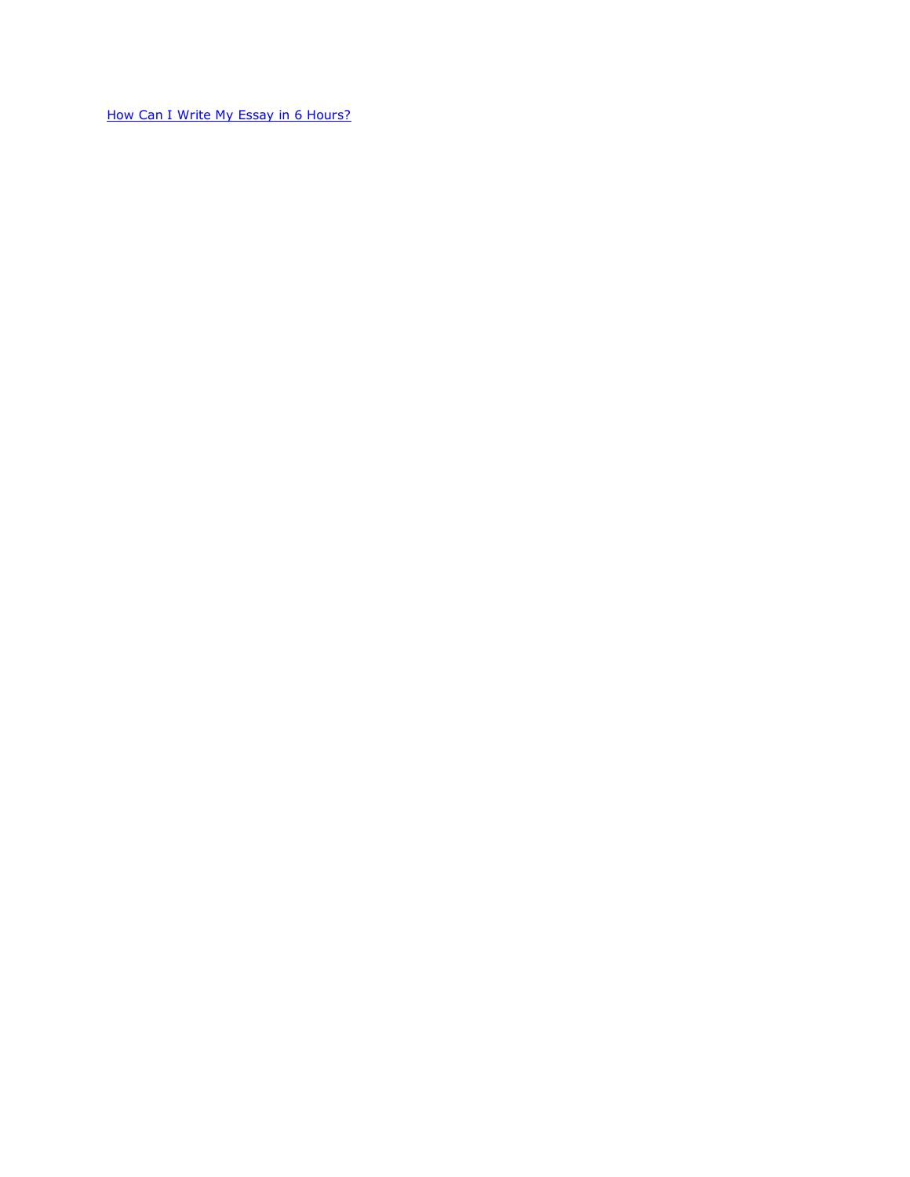How Can I Write My Essay in 6 Hours?